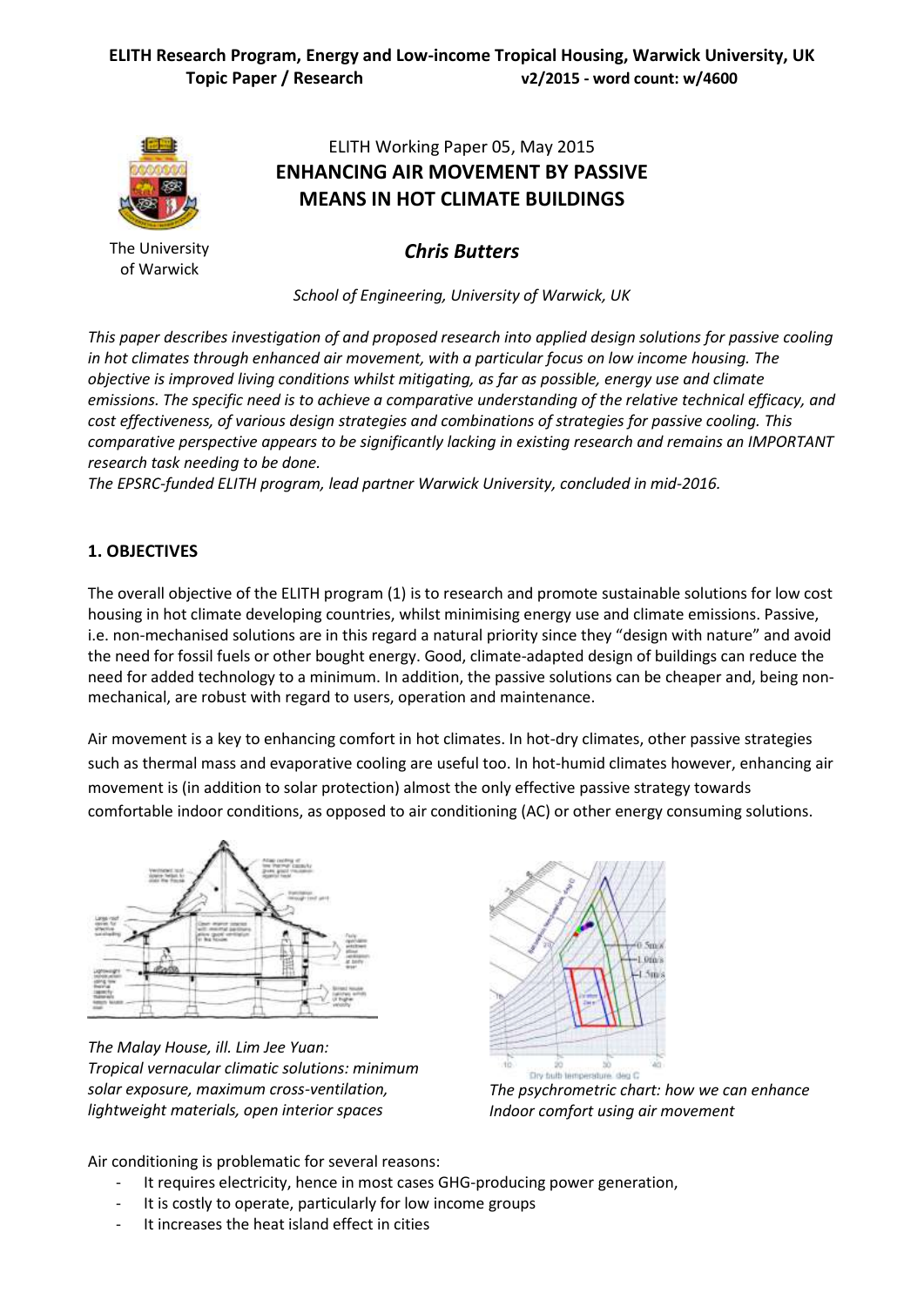**ELITH Research Program, Energy and Low-income Tropical Housing, Warwick University, UK**
**Topic Paper / Research** **v2/2015 - word count: w/4600**

The University of Warwick

ELITH Working Paper 05, May 2015

# ENHANCING AIR MOVEMENT BY PASSIVE MEANS IN HOT CLIMATE BUILDINGS

***Chris Butters***

*School of Engineering, University of Warwick, UK*

*This paper describes investigation of and proposed research into applied design solutions for passive cooling in hot climates through enhanced air movement, with a particular focus on low income housing. The objective is improved living conditions whilst mitigating, as far as possible, energy use and climate emissions. The specific need is to achieve a comparative understanding of the relative technical efficacy, and cost effectiveness, of various design strategies and combinations of strategies for passive cooling. This comparative perspective appears to be significantly lacking in existing research and remains an IMPORTANT research task needing to be done.*
*The EPSRC-funded ELITH program, lead partner Warwick University, concluded in mid-2016.*

## 1. OBJECTIVES

The overall objective of the ELITH program (1) is to research and promote sustainable solutions for low cost housing in hot climate developing countries, whilst minimising energy use and climate emissions. Passive, i.e. non-mechanised solutions are in this regard a natural priority since they "design with nature" and avoid the need for fossil fuels or other bought energy. Good, climate-adapted design of buildings can reduce the need for added technology to a minimum. In addition, the passive solutions can be cheaper and, being non-mechanical, are robust with regard to users, operation and maintenance.

Air movement is a key to enhancing comfort in hot climates. In hot-dry climates, other passive strategies such as thermal mass and evaporative cooling are useful too. In hot-humid climates however, enhancing air movement is (in addition to solar protection) almost the only effective passive strategy towards comfortable indoor conditions, as opposed to air conditioning (AC) or other energy consuming solutions.

*The Malay House, ill. Lim Jee Yuan: Tropical vernacular climatic solutions: minimum solar exposure, maximum cross-ventilation, lightweight materials, open interior spaces*

*The psychrometric chart: how we can enhance Indoor comfort using air movement*

Air conditioning is problematic for several reasons:

- It requires electricity, hence in most cases GHG-producing power generation,
- It is costly to operate, particularly for low income groups
- It increases the heat island effect in cities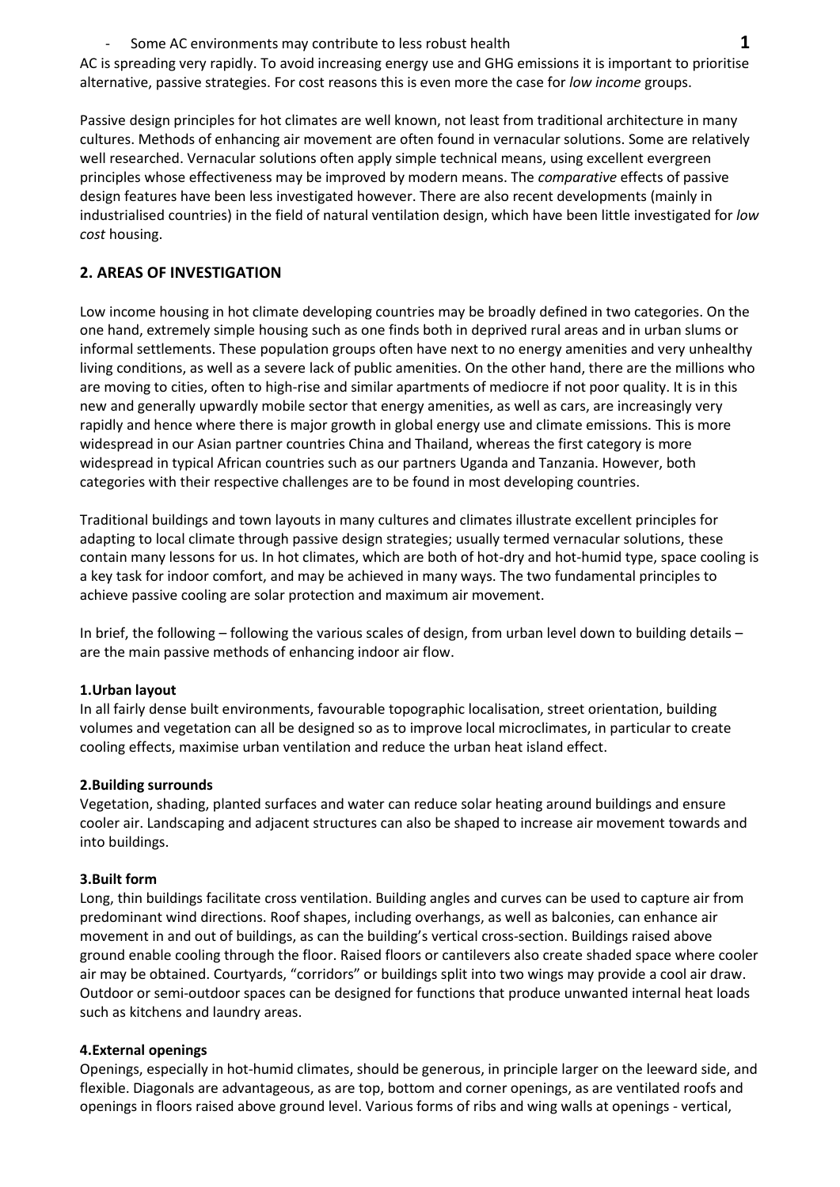- Some AC environments may contribute to less robust health

AC is spreading very rapidly. To avoid increasing energy use and GHG emissions it is important to prioritise alternative, passive strategies. For cost reasons this is even more the case for *low income* groups.

Passive design principles for hot climates are well known, not least from traditional architecture in many cultures. Methods of enhancing air movement are often found in vernacular solutions. Some are relatively well researched. Vernacular solutions often apply simple technical means, using excellent evergreen principles whose effectiveness may be improved by modern means. The *comparative* effects of passive design features have been less investigated however. There are also recent developments (mainly in industrialised countries) in the field of natural ventilation design, which have been little investigated for *low cost* housing.

## 2. AREAS OF INVESTIGATION

Low income housing in hot climate developing countries may be broadly defined in two categories. On the one hand, extremely simple housing such as one finds both in deprived rural areas and in urban slums or informal settlements. These population groups often have next to no energy amenities and very unhealthy living conditions, as well as a severe lack of public amenities. On the other hand, there are the millions who are moving to cities, often to high-rise and similar apartments of mediocre if not poor quality. It is in this new and generally upwardly mobile sector that energy amenities, as well as cars, are increasingly very rapidly and hence where there is major growth in global energy use and climate emissions. This is more widespread in our Asian partner countries China and Thailand, whereas the first category is more widespread in typical African countries such as our partners Uganda and Tanzania. However, both categories with their respective challenges are to be found in most developing countries.

Traditional buildings and town layouts in many cultures and climates illustrate excellent principles for adapting to local climate through passive design strategies; usually termed vernacular solutions, these contain many lessons for us. In hot climates, which are both of hot-dry and hot-humid type, space cooling is a key task for indoor comfort, and may be achieved in many ways. The two fundamental principles to achieve passive cooling are solar protection and maximum air movement.

In brief, the following – following the various scales of design, from urban level down to building details – are the main passive methods of enhancing indoor air flow.

**1.Urban layout**

In all fairly dense built environments, favourable topographic localisation, street orientation, building volumes and vegetation can all be designed so as to improve local microclimates, in particular to create cooling effects, maximise urban ventilation and reduce the urban heat island effect.

**2.Building surrounds**

Vegetation, shading, planted surfaces and water can reduce solar heating around buildings and ensure cooler air. Landscaping and adjacent structures can also be shaped to increase air movement towards and into buildings.

**3.Built form**

Long, thin buildings facilitate cross ventilation. Building angles and curves can be used to capture air from predominant wind directions. Roof shapes, including overhangs, as well as balconies, can enhance air movement in and out of buildings, as can the building's vertical cross-section. Buildings raised above ground enable cooling through the floor. Raised floors or cantilevers also create shaded space where cooler air may be obtained. Courtyards, "corridors" or buildings split into two wings may provide a cool air draw. Outdoor or semi-outdoor spaces can be designed for functions that produce unwanted internal heat loads such as kitchens and laundry areas.

**4.External openings**

Openings, especially in hot-humid climates, should be generous, in principle larger on the leeward side, and flexible. Diagonals are advantageous, as are top, bottom and corner openings, as are ventilated roofs and openings in floors raised above ground level. Various forms of ribs and wing walls at openings - vertical,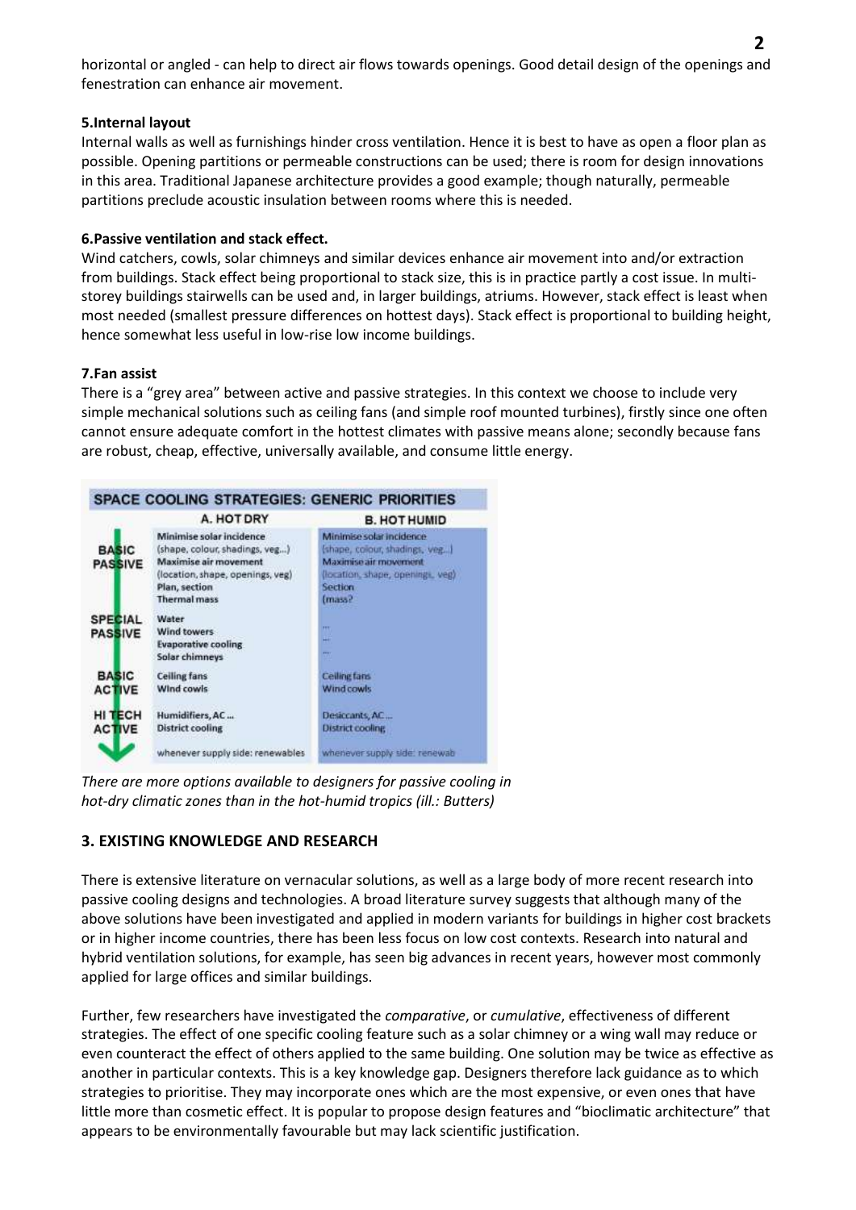horizontal or angled - can help to direct air flows towards openings. Good detail design of the openings and fenestration can enhance air movement.

**5.Internal layout**

Internal walls as well as furnishings hinder cross ventilation. Hence it is best to have as open a floor plan as possible. Opening partitions or permeable constructions can be used; there is room for design innovations in this area. Traditional Japanese architecture provides a good example; though naturally, permeable partitions preclude acoustic insulation between rooms where this is needed.

**6.Passive ventilation and stack effect.**

Wind catchers, cowls, solar chimneys and similar devices enhance air movement into and/or extraction from buildings. Stack effect being proportional to stack size, this is in practice partly a cost issue. In multi-storey buildings stairwells can be used and, in larger buildings, atriums. However, stack effect is least when most needed (smallest pressure differences on hottest days). Stack effect is proportional to building height, hence somewhat less useful in low-rise low income buildings.

**7.Fan assist**

There is a "grey area" between active and passive strategies. In this context we choose to include very simple mechanical solutions such as ceiling fans (and simple roof mounted turbines), firstly since one often cannot ensure adequate comfort in the hottest climates with passive means alone; secondly because fans are robust, cheap, effective, universally available, and consume little energy.

| SPACE COOLING STRATEGIES: GENERIC PRIORITIES | | |
|---|---|---|
| | A. HOT DRY | B. HOT HUMID |
| BASIC PASSIVE | Minimise solar incidence (shape, colour, shadings, veg...) Maximise air movement (location, shape, openings, veg) Plan, section Thermal mass | Minimise solar incidence (shape, colour, shadings, veg...) Maximise air movement (location, shape, openings, veg) Section (mass? |
| SPECIAL PASSIVE | Water Wind towers Evaporative cooling Solar chimneys | ... ... ... |
| BASIC ACTIVE | Ceiling fans Wind cowls | Ceiling fans Wind cowls |
| HI TECH ACTIVE | Humidifiers, AC ... District cooling | Desiccants, AC ... District cooling |
| | whenever supply side: renewables | whenever supply side: renewab |

*There are more options available to designers for passive cooling in hot-dry climatic zones than in the hot-humid tropics (ill.: Butters)*

## 3. EXISTING KNOWLEDGE AND RESEARCH

There is extensive literature on vernacular solutions, as well as a large body of more recent research into passive cooling designs and technologies. A broad literature survey suggests that although many of the above solutions have been investigated and applied in modern variants for buildings in higher cost brackets or in higher income countries, there has been less focus on low cost contexts. Research into natural and hybrid ventilation solutions, for example, has seen big advances in recent years, however most commonly applied for large offices and similar buildings.

Further, few researchers have investigated the *comparative*, or *cumulative*, effectiveness of different strategies. The effect of one specific cooling feature such as a solar chimney or a wing wall may reduce or even counteract the effect of others applied to the same building. One solution may be twice as effective as another in particular contexts. This is a key knowledge gap. Designers therefore lack guidance as to which strategies to prioritise. They may incorporate ones which are the most expensive, or even ones that have little more than cosmetic effect. It is popular to propose design features and "bioclimatic architecture" that appears to be environmentally favourable but may lack scientific justification.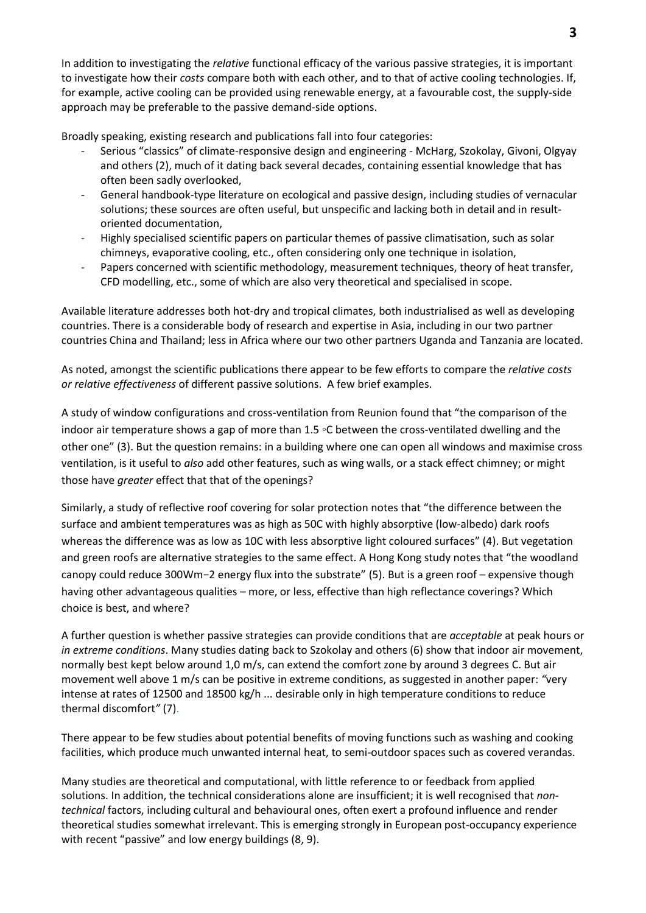In addition to investigating the *relative* functional efficacy of the various passive strategies, it is important to investigate how their *costs* compare both with each other, and to that of active cooling technologies. If, for example, active cooling can be provided using renewable energy, at a favourable cost, the supply-side approach may be preferable to the passive demand-side options.

Broadly speaking, existing research and publications fall into four categories:

- Serious "classics" of climate-responsive design and engineering - McHarg, Szokolay, Givoni, Olgyay and others (2), much of it dating back several decades, containing essential knowledge that has often been sadly overlooked,
- General handbook-type literature on ecological and passive design, including studies of vernacular solutions; these sources are often useful, but unspecific and lacking both in detail and in result-oriented documentation,
- Highly specialised scientific papers on particular themes of passive climatisation, such as solar chimneys, evaporative cooling, etc., often considering only one technique in isolation,
- Papers concerned with scientific methodology, measurement techniques, theory of heat transfer, CFD modelling, etc., some of which are also very theoretical and specialised in scope.

Available literature addresses both hot-dry and tropical climates, both industrialised as well as developing countries. There is a considerable body of research and expertise in Asia, including in our two partner countries China and Thailand; less in Africa where our two other partners Uganda and Tanzania are located.

As noted, amongst the scientific publications there appear to be few efforts to compare the *relative costs or relative effectiveness* of different passive solutions. A few brief examples.

A study of window configurations and cross-ventilation from Reunion found that "the comparison of the indoor air temperature shows a gap of more than 1.5 ◦C between the cross-ventilated dwelling and the other one" (3). But the question remains: in a building where one can open all windows and maximise cross ventilation, is it useful to *also* add other features, such as wing walls, or a stack effect chimney; or might those have *greater* effect that that of the openings?

Similarly, a study of reflective roof covering for solar protection notes that "the difference between the surface and ambient temperatures was as high as 50C with highly absorptive (low-albedo) dark roofs whereas the difference was as low as 10C with less absorptive light coloured surfaces" (4). But vegetation and green roofs are alternative strategies to the same effect. A Hong Kong study notes that "the woodland canopy could reduce 300Wm−2 energy flux into the substrate" (5). But is a green roof – expensive though having other advantageous qualities – more, or less, effective than high reflectance coverings? Which choice is best, and where?

A further question is whether passive strategies can provide conditions that are *acceptable* at peak hours or *in extreme conditions*. Many studies dating back to Szokolay and others (6) show that indoor air movement, normally best kept below around 1,0 m/s, can extend the comfort zone by around 3 degrees C. But air movement well above 1 m/s can be positive in extreme conditions, as suggested in another paper: *"*very intense at rates of 12500 and 18500 kg/h ... desirable only in high temperature conditions to reduce thermal discomfort*"* (7).

There appear to be few studies about potential benefits of moving functions such as washing and cooking facilities, which produce much unwanted internal heat, to semi-outdoor spaces such as covered verandas.

Many studies are theoretical and computational, with little reference to or feedback from applied solutions. In addition, the technical considerations alone are insufficient; it is well recognised that *non-technical* factors, including cultural and behavioural ones, often exert a profound influence and render theoretical studies somewhat irrelevant. This is emerging strongly in European post-occupancy experience with recent "passive" and low energy buildings (8, 9).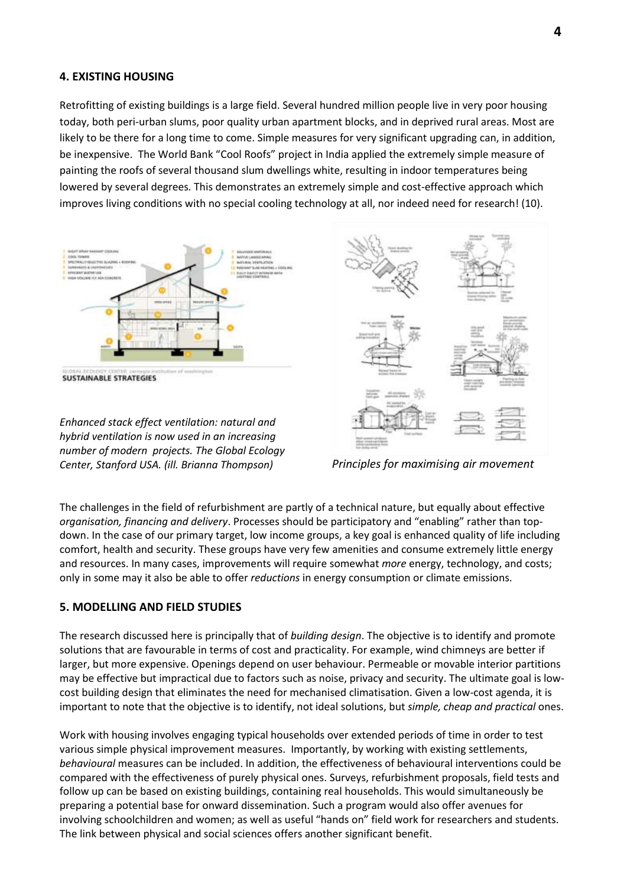## 4. EXISTING HOUSING

Retrofitting of existing buildings is a large field. Several hundred million people live in very poor housing today, both peri-urban slums, poor quality urban apartment blocks, and in deprived rural areas. Most are likely to be there for a long time to come. Simple measures for very significant upgrading can, in addition, be inexpensive. The World Bank "Cool Roofs" project in India applied the extremely simple measure of painting the roofs of several thousand slum dwellings white, resulting in indoor temperatures being lowered by several degrees. This demonstrates an extremely simple and cost-effective approach which improves living conditions with no special cooling technology at all, nor indeed need for research! (10).

*Enhanced stack effect ventilation: natural and hybrid ventilation is now used in an increasing number of modern projects. The Global Ecology Center, Stanford USA. (ill. Brianna Thompson)*

*Principles for maximising air movement*

The challenges in the field of refurbishment are partly of a technical nature, but equally about effective *organisation, financing and delivery*. Processes should be participatory and "enabling" rather than top-down. In the case of our primary target, low income groups, a key goal is enhanced quality of life including comfort, health and security. These groups have very few amenities and consume extremely little energy and resources. In many cases, improvements will require somewhat *more* energy, technology, and costs; only in some may it also be able to offer *reductions* in energy consumption or climate emissions.

## 5. MODELLING AND FIELD STUDIES

The research discussed here is principally that of *building design*. The objective is to identify and promote solutions that are favourable in terms of cost and practicality. For example, wind chimneys are better if larger, but more expensive. Openings depend on user behaviour. Permeable or movable interior partitions may be effective but impractical due to factors such as noise, privacy and security. The ultimate goal is low-cost building design that eliminates the need for mechanised climatisation. Given a low-cost agenda, it is important to note that the objective is to identify, not ideal solutions, but *simple, cheap and practical* ones.

Work with housing involves engaging typical households over extended periods of time in order to test various simple physical improvement measures. Importantly, by working with existing settlements, *behavioural* measures can be included. In addition, the effectiveness of behavioural interventions could be compared with the effectiveness of purely physical ones. Surveys, refurbishment proposals, field tests and follow up can be based on existing buildings, containing real households. This would simultaneously be preparing a potential base for onward dissemination. Such a program would also offer avenues for involving schoolchildren and women; as well as useful "hands on" field work for researchers and students. The link between physical and social sciences offers another significant benefit.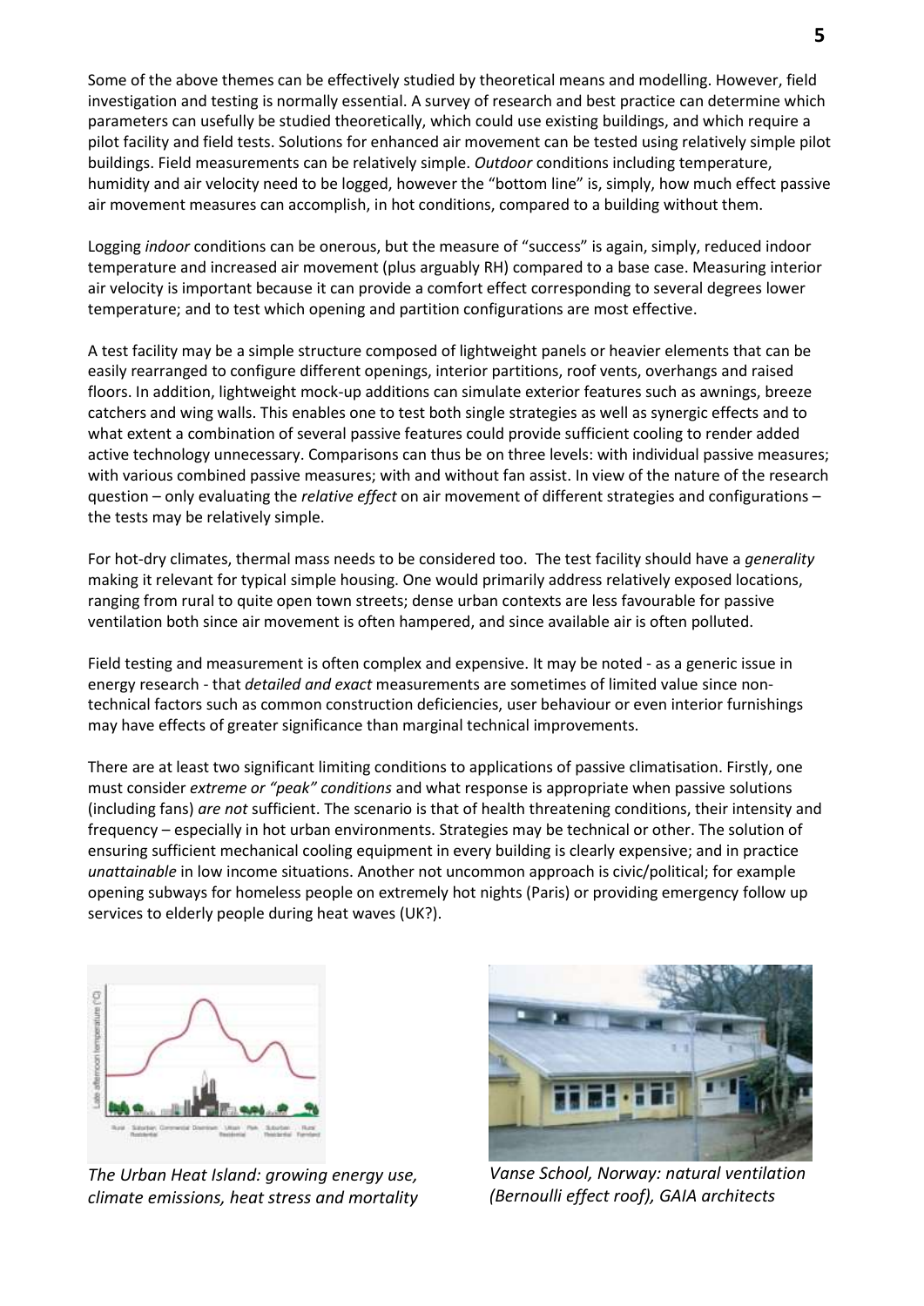Some of the above themes can be effectively studied by theoretical means and modelling. However, field investigation and testing is normally essential. A survey of research and best practice can determine which parameters can usefully be studied theoretically, which could use existing buildings, and which require a pilot facility and field tests. Solutions for enhanced air movement can be tested using relatively simple pilot buildings. Field measurements can be relatively simple. *Outdoor* conditions including temperature, humidity and air velocity need to be logged, however the "bottom line" is, simply, how much effect passive air movement measures can accomplish, in hot conditions, compared to a building without them.

Logging *indoor* conditions can be onerous, but the measure of "success" is again, simply, reduced indoor temperature and increased air movement (plus arguably RH) compared to a base case. Measuring interior air velocity is important because it can provide a comfort effect corresponding to several degrees lower temperature; and to test which opening and partition configurations are most effective.

A test facility may be a simple structure composed of lightweight panels or heavier elements that can be easily rearranged to configure different openings, interior partitions, roof vents, overhangs and raised floors. In addition, lightweight mock-up additions can simulate exterior features such as awnings, breeze catchers and wing walls. This enables one to test both single strategies as well as synergic effects and to what extent a combination of several passive features could provide sufficient cooling to render added active technology unnecessary. Comparisons can thus be on three levels: with individual passive measures; with various combined passive measures; with and without fan assist. In view of the nature of the research question – only evaluating the *relative effect* on air movement of different strategies and configurations – the tests may be relatively simple.

For hot-dry climates, thermal mass needs to be considered too. The test facility should have a *generality* making it relevant for typical simple housing. One would primarily address relatively exposed locations, ranging from rural to quite open town streets; dense urban contexts are less favourable for passive ventilation both since air movement is often hampered, and since available air is often polluted.

Field testing and measurement is often complex and expensive. It may be noted - as a generic issue in energy research - that *detailed and exact* measurements are sometimes of limited value since non-technical factors such as common construction deficiencies, user behaviour or even interior furnishings may have effects of greater significance than marginal technical improvements.

There are at least two significant limiting conditions to applications of passive climatisation. Firstly, one must consider *extreme or "peak" conditions* and what response is appropriate when passive solutions (including fans) *are not* sufficient. The scenario is that of health threatening conditions, their intensity and frequency – especially in hot urban environments. Strategies may be technical or other. The solution of ensuring sufficient mechanical cooling equipment in every building is clearly expensive; and in practice *unattainable* in low income situations. Another not uncommon approach is civic/political; for example opening subways for homeless people on extremely hot nights (Paris) or providing emergency follow up services to elderly people during heat waves (UK?).

*The Urban Heat Island: growing energy use, climate emissions, heat stress and mortality*

*Vanse School, Norway: natural ventilation (Bernoulli effect roof), GAIA architects*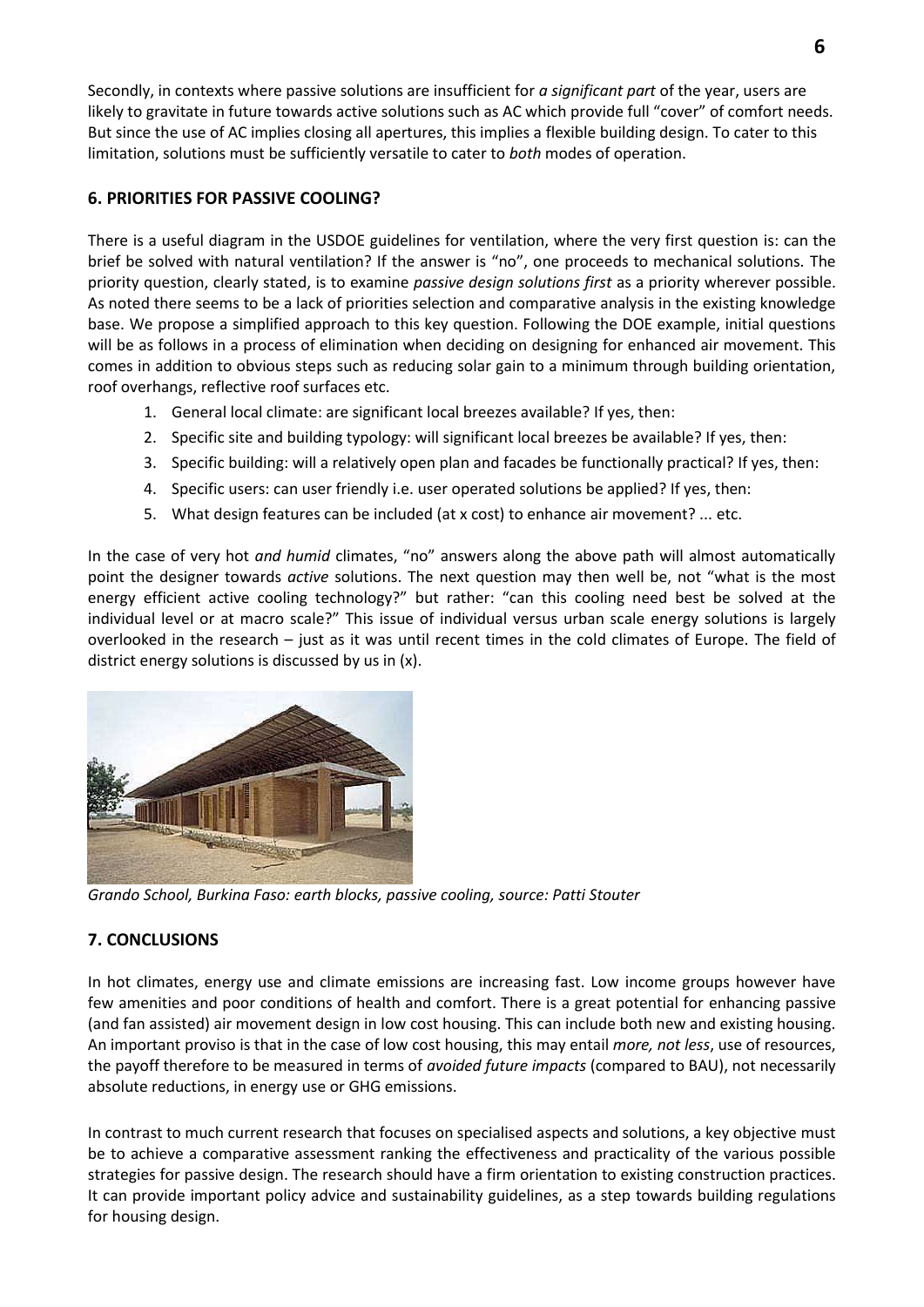Secondly, in contexts where passive solutions are insufficient for *a significant part* of the year, users are likely to gravitate in future towards active solutions such as AC which provide full "cover" of comfort needs. But since the use of AC implies closing all apertures, this implies a flexible building design. To cater to this limitation, solutions must be sufficiently versatile to cater to *both* modes of operation.

## 6. PRIORITIES FOR PASSIVE COOLING?

There is a useful diagram in the USDOE guidelines for ventilation, where the very first question is: can the brief be solved with natural ventilation? If the answer is "no", one proceeds to mechanical solutions. The priority question, clearly stated, is to examine *passive design solutions first* as a priority wherever possible. As noted there seems to be a lack of priorities selection and comparative analysis in the existing knowledge base. We propose a simplified approach to this key question. Following the DOE example, initial questions will be as follows in a process of elimination when deciding on designing for enhanced air movement. This comes in addition to obvious steps such as reducing solar gain to a minimum through building orientation, roof overhangs, reflective roof surfaces etc.

1. General local climate: are significant local breezes available? If yes, then:
2. Specific site and building typology: will significant local breezes be available? If yes, then:
3. Specific building: will a relatively open plan and facades be functionally practical? If yes, then:
4. Specific users: can user friendly i.e. user operated solutions be applied? If yes, then:
5. What design features can be included (at x cost) to enhance air movement? ... etc.

In the case of very hot *and humid* climates, "no" answers along the above path will almost automatically point the designer towards *active* solutions. The next question may then well be, not "what is the most energy efficient active cooling technology?" but rather: "can this cooling need best be solved at the individual level or at macro scale?" This issue of individual versus urban scale energy solutions is largely overlooked in the research – just as it was until recent times in the cold climates of Europe. The field of district energy solutions is discussed by us in (x).

*Grando School, Burkina Faso: earth blocks, passive cooling, source: Patti Stouter*

## 7. CONCLUSIONS

In hot climates, energy use and climate emissions are increasing fast. Low income groups however have few amenities and poor conditions of health and comfort. There is a great potential for enhancing passive (and fan assisted) air movement design in low cost housing. This can include both new and existing housing. An important proviso is that in the case of low cost housing, this may entail *more, not less*, use of resources, the payoff therefore to be measured in terms of *avoided future impacts* (compared to BAU), not necessarily absolute reductions, in energy use or GHG emissions.

In contrast to much current research that focuses on specialised aspects and solutions, a key objective must be to achieve a comparative assessment ranking the effectiveness and practicality of the various possible strategies for passive design. The research should have a firm orientation to existing construction practices. It can provide important policy advice and sustainability guidelines, as a step towards building regulations for housing design.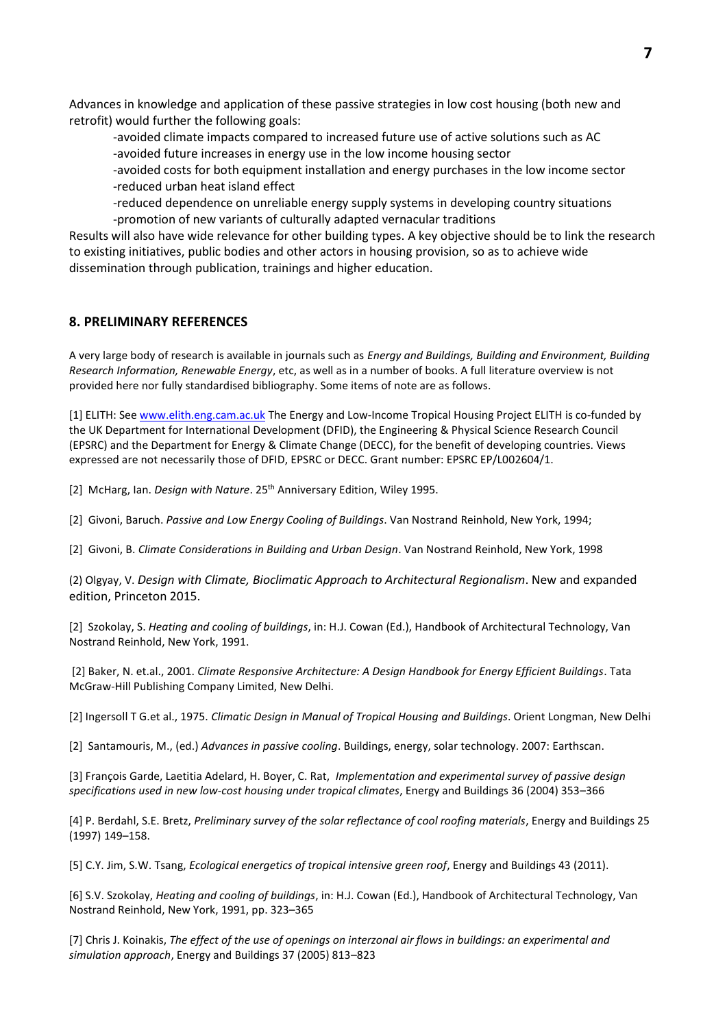Advances in knowledge and application of these passive strategies in low cost housing (both new and retrofit) would further the following goals:

-avoided climate impacts compared to increased future use of active solutions such as AC
-avoided future increases in energy use in the low income housing sector
-avoided costs for both equipment installation and energy purchases in the low income sector
-reduced urban heat island effect
-reduced dependence on unreliable energy supply systems in developing country situations
-promotion of new variants of culturally adapted vernacular traditions

Results will also have wide relevance for other building types. A key objective should be to link the research to existing initiatives, public bodies and other actors in housing provision, so as to achieve wide dissemination through publication, trainings and higher education.

## 8. PRELIMINARY REFERENCES

A very large body of research is available in journals such as *Energy and Buildings, Building and Environment, Building Research Information, Renewable Energy*, etc, as well as in a number of books. A full literature overview is not provided here nor fully standardised bibliography. Some items of note are as follows.

[1] ELITH: See www.elith.eng.cam.ac.uk The Energy and Low-Income Tropical Housing Project ELITH is co-funded by the UK Department for International Development (DFID), the Engineering & Physical Science Research Council (EPSRC) and the Department for Energy & Climate Change (DECC), for the benefit of developing countries. Views expressed are not necessarily those of DFID, EPSRC or DECC. Grant number: EPSRC EP/L002604/1.

[2] McHarg, Ian. *Design with Nature*. 25th Anniversary Edition, Wiley 1995.

[2] Givoni, Baruch. *Passive and Low Energy Cooling of Buildings*. Van Nostrand Reinhold, New York, 1994;

[2] Givoni, B. *Climate Considerations in Building and Urban Design*. Van Nostrand Reinhold, New York, 1998

(2) Olgyay, V. *Design with Climate, Bioclimatic Approach to Architectural Regionalism*. New and expanded edition, Princeton 2015.

[2] Szokolay, S. *Heating and cooling of buildings*, in: H.J. Cowan (Ed.), Handbook of Architectural Technology, Van Nostrand Reinhold, New York, 1991.

[2] Baker, N. et.al., 2001. *Climate Responsive Architecture: A Design Handbook for Energy Efficient Buildings*. Tata McGraw-Hill Publishing Company Limited, New Delhi.

[2] Ingersoll T G.et al., 1975. *Climatic Design in Manual of Tropical Housing and Buildings*. Orient Longman, New Delhi

[2] Santamouris, M., (ed.) *Advances in passive cooling*. Buildings, energy, solar technology. 2007: Earthscan.

[3] François Garde, Laetitia Adelard, H. Boyer, C. Rat, *Implementation and experimental survey of passive design specifications used in new low-cost housing under tropical climates*, Energy and Buildings 36 (2004) 353–366

[4] P. Berdahl, S.E. Bretz, *Preliminary survey of the solar reflectance of cool roofing materials*, Energy and Buildings 25 (1997) 149–158.

[5] C.Y. Jim, S.W. Tsang, *Ecological energetics of tropical intensive green roof*, Energy and Buildings 43 (2011).

[6] S.V. Szokolay, *Heating and cooling of buildings*, in: H.J. Cowan (Ed.), Handbook of Architectural Technology, Van Nostrand Reinhold, New York, 1991, pp. 323–365

[7] Chris J. Koinakis, *The effect of the use of openings on interzonal air flows in buildings: an experimental and simulation approach*, Energy and Buildings 37 (2005) 813–823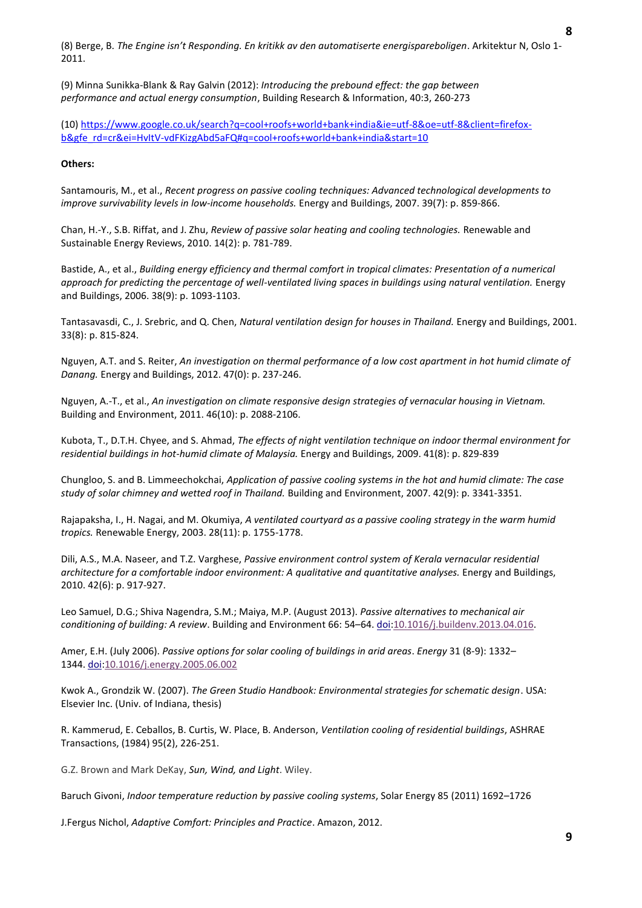(8) Berge, B. *The Engine isn't Responding. En kritikk av den automatiserte energisparboligen*. Arkitektur N, Oslo 1-2011.

(9) Minna Sunikka-Blank & Ray Galvin (2012): *Introducing the prebound effect: the gap between performance and actual energy consumption*, Building Research & Information, 40:3, 260-273

(10) https://www.google.co.uk/search?q=cool+roofs+world+bank+india&ie=utf-8&oe=utf-8&client=firefox-b&gfe_rd=cr&ei=HvItV-vdFKizgAbd5aFQ#q=cool+roofs+world+bank+india&start=10

**Others:**

Santamouris, M., et al., *Recent progress on passive cooling techniques: Advanced technological developments to improve survivability levels in low-income households.* Energy and Buildings, 2007. 39(7): p. 859-866.

Chan, H.-Y., S.B. Riffat, and J. Zhu, *Review of passive solar heating and cooling technologies.* Renewable and Sustainable Energy Reviews, 2010. 14(2): p. 781-789.

Bastide, A., et al., *Building energy efficiency and thermal comfort in tropical climates: Presentation of a numerical approach for predicting the percentage of well-ventilated living spaces in buildings using natural ventilation.* Energy and Buildings, 2006. 38(9): p. 1093-1103.

Tantasavasdi, C., J. Srebric, and Q. Chen, *Natural ventilation design for houses in Thailand.* Energy and Buildings, 2001. 33(8): p. 815-824.

Nguyen, A.T. and S. Reiter, *An investigation on thermal performance of a low cost apartment in hot humid climate of Danang.* Energy and Buildings, 2012. 47(0): p. 237-246.

Nguyen, A.-T., et al., *An investigation on climate responsive design strategies of vernacular housing in Vietnam.* Building and Environment, 2011. 46(10): p. 2088-2106.

Kubota, T., D.T.H. Chyee, and S. Ahmad, *The effects of night ventilation technique on indoor thermal environment for residential buildings in hot-humid climate of Malaysia.* Energy and Buildings, 2009. 41(8): p. 829-839

Chungloo, S. and B. Limmeechokchai, *Application of passive cooling systems in the hot and humid climate: The case study of solar chimney and wetted roof in Thailand.* Building and Environment, 2007. 42(9): p. 3341-3351.

Rajapaksha, I., H. Nagai, and M. Okumiya, *A ventilated courtyard as a passive cooling strategy in the warm humid tropics.* Renewable Energy, 2003. 28(11): p. 1755-1778.

Dili, A.S., M.A. Naseer, and T.Z. Varghese, *Passive environment control system of Kerala vernacular residential architecture for a comfortable indoor environment: A qualitative and quantitative analyses.* Energy and Buildings, 2010. 42(6): p. 917-927.

Leo Samuel, D.G.; Shiva Nagendra, S.M.; Maiya, M.P. (August 2013). *Passive alternatives to mechanical air conditioning of building: A review*. Building and Environment 66: 54–64. doi:10.1016/j.buildenv.2013.04.016.

Amer, E.H. (July 2006). *Passive options for solar cooling of buildings in arid areas*. *Energy* 31 (8-9): 1332–1344. doi:10.1016/j.energy.2005.06.002

Kwok A., Grondzik W. (2007). *The Green Studio Handbook: Environmental strategies for schematic design*. USA: Elsevier Inc. (Univ. of Indiana, thesis)

R. Kammerud, E. Ceballos, B. Curtis, W. Place, B. Anderson, *Ventilation cooling of residential buildings*, ASHRAE Transactions, (1984) 95(2), 226-251.

G.Z. Brown and Mark DeKay, *Sun, Wind, and Light*. Wiley.

Baruch Givoni, *Indoor temperature reduction by passive cooling systems*, Solar Energy 85 (2011) 1692–1726

J.Fergus Nichol, *Adaptive Comfort: Principles and Practice*. Amazon, 2012.